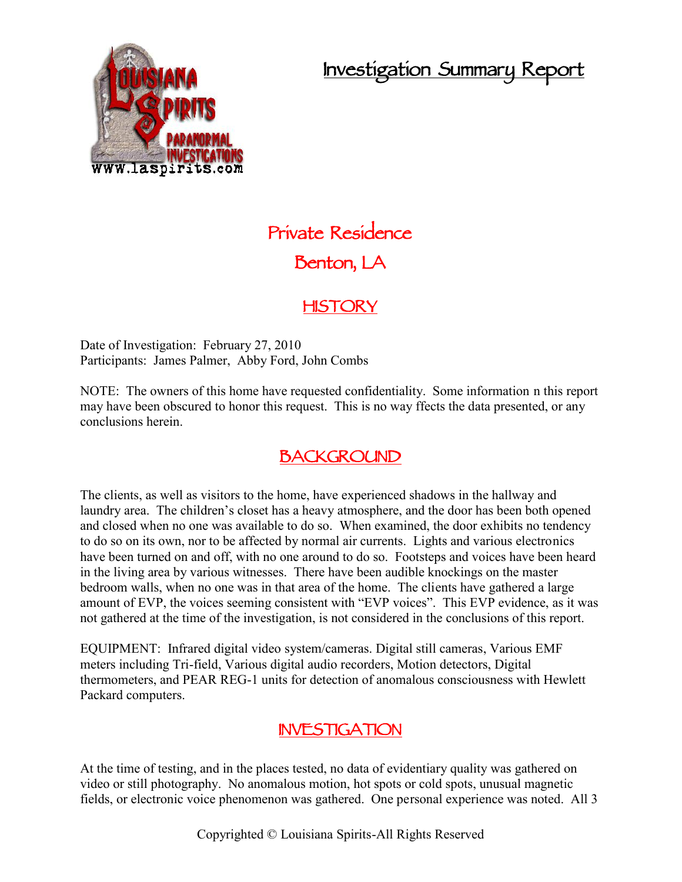# Investigation Summary Report

## Private Residence

## Benton, LA

## HISTORY

Date of Investigation: February 27, 2010
Participants: James Palmer, Abby Ford, John Combs

NOTE: The owners of this home have requested confidentiality. Some information n this report may have been obscured to honor this request. This is no way ffects the data presented, or any conclusions herein.

## BACKGROUND

The clients, as well as visitors to the home, have experienced shadows in the hallway and laundry area. The children's closet has a heavy atmosphere, and the door has been both opened and closed when no one was available to do so. When examined, the door exhibits no tendency to do so on its own, nor to be affected by normal air currents. Lights and various electronics have been turned on and off, with no one around to do so. Footsteps and voices have been heard in the living area by various witnesses. There have been audible knockings on the master bedroom walls, when no one was in that area of the home. The clients have gathered a large amount of EVP, the voices seeming consistent with "EVP voices". This EVP evidence, as it was not gathered at the time of the investigation, is not considered in the conclusions of this report.

EQUIPMENT: Infrared digital video system/cameras. Digital still cameras, Various EMF meters including Tri-field, Various digital audio recorders, Motion detectors, Digital thermometers, and PEAR REG-1 units for detection of anomalous consciousness with Hewlett Packard computers.

## INVESTIGATION

At the time of testing, and in the places tested, no data of evidentiary quality was gathered on video or still photography. No anomalous motion, hot spots or cold spots, unusual magnetic fields, or electronic voice phenomenon was gathered. One personal experience was noted. All 3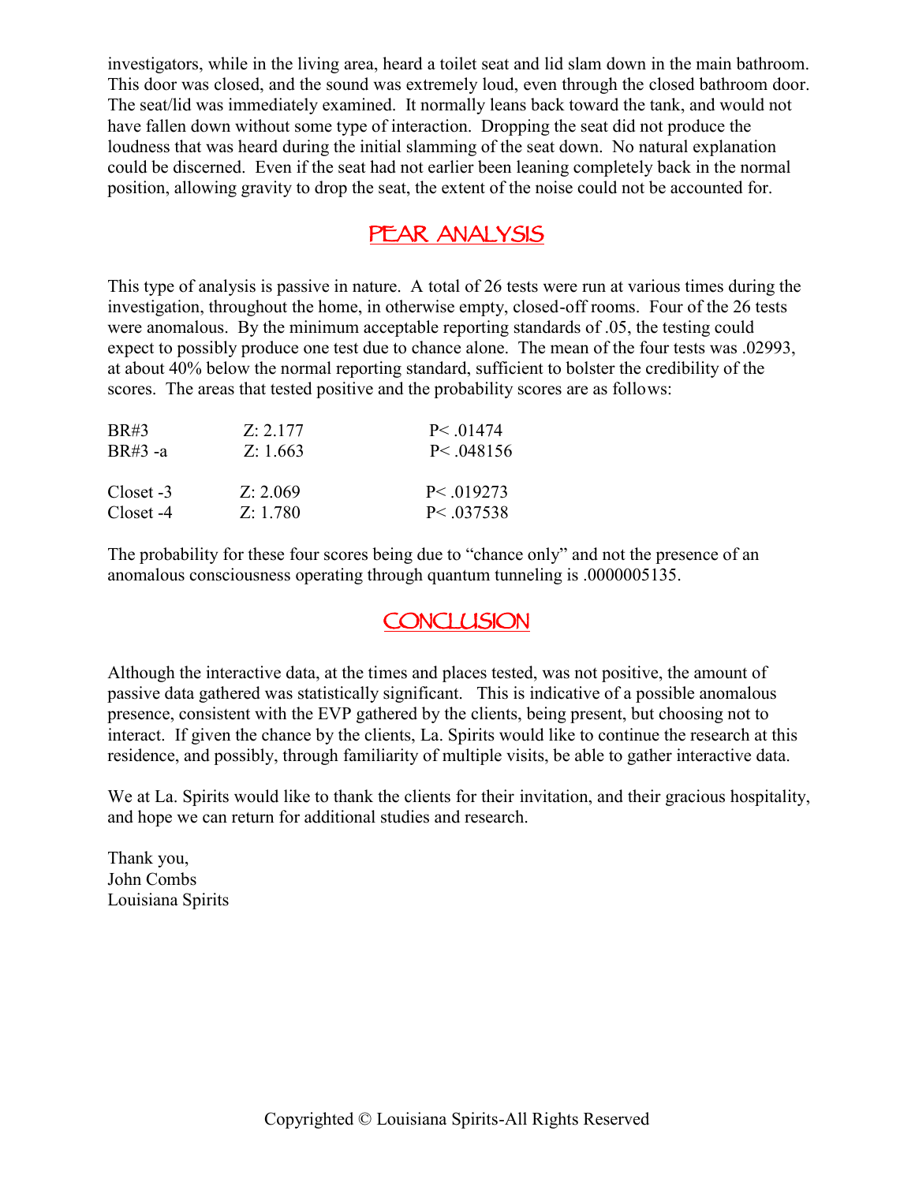investigators, while in the living area, heard a toilet seat and lid slam down in the main bathroom. This door was closed, and the sound was extremely loud, even through the closed bathroom door. The seat/lid was immediately examined. It normally leans back toward the tank, and would not have fallen down without some type of interaction. Dropping the seat did not produce the loudness that was heard during the initial slamming of the seat down. No natural explanation could be discerned. Even if the seat had not earlier been leaning completely back in the normal position, allowing gravity to drop the seat, the extent of the noise could not be accounted for.

## PEAR ANALYSIS

This type of analysis is passive in nature. A total of 26 tests were run at various times during the investigation, throughout the home, in otherwise empty, closed-off rooms. Four of the 26 tests were anomalous. By the minimum acceptable reporting standards of .05, the testing could expect to possibly produce one test due to chance alone. The mean of the four tests was .02993, at about 40% below the normal reporting standard, sufficient to bolster the credibility of the scores. The areas that tested positive and the probability scores are as follows:

| | | |
|---|---|---|
| BR#3 | Z: 2.177 | P< .01474 |
| BR#3 -a | Z: 1.663 | P< .048156 |
| Closet -3 | Z: 2.069 | P< .019273 |
| Closet -4 | Z: 1.780 | P< .037538 |

The probability for these four scores being due to "chance only" and not the presence of an anomalous consciousness operating through quantum tunneling is .0000005135.

## CONCLUSION

Although the interactive data, at the times and places tested, was not positive, the amount of passive data gathered was statistically significant. This is indicative of a possible anomalous presence, consistent with the EVP gathered by the clients, being present, but choosing not to interact. If given the chance by the clients, La. Spirits would like to continue the research at this residence, and possibly, through familiarity of multiple visits, be able to gather interactive data.

We at La. Spirits would like to thank the clients for their invitation, and their gracious hospitality, and hope we can return for additional studies and research.

Thank you,
John Combs
Louisiana Spirits